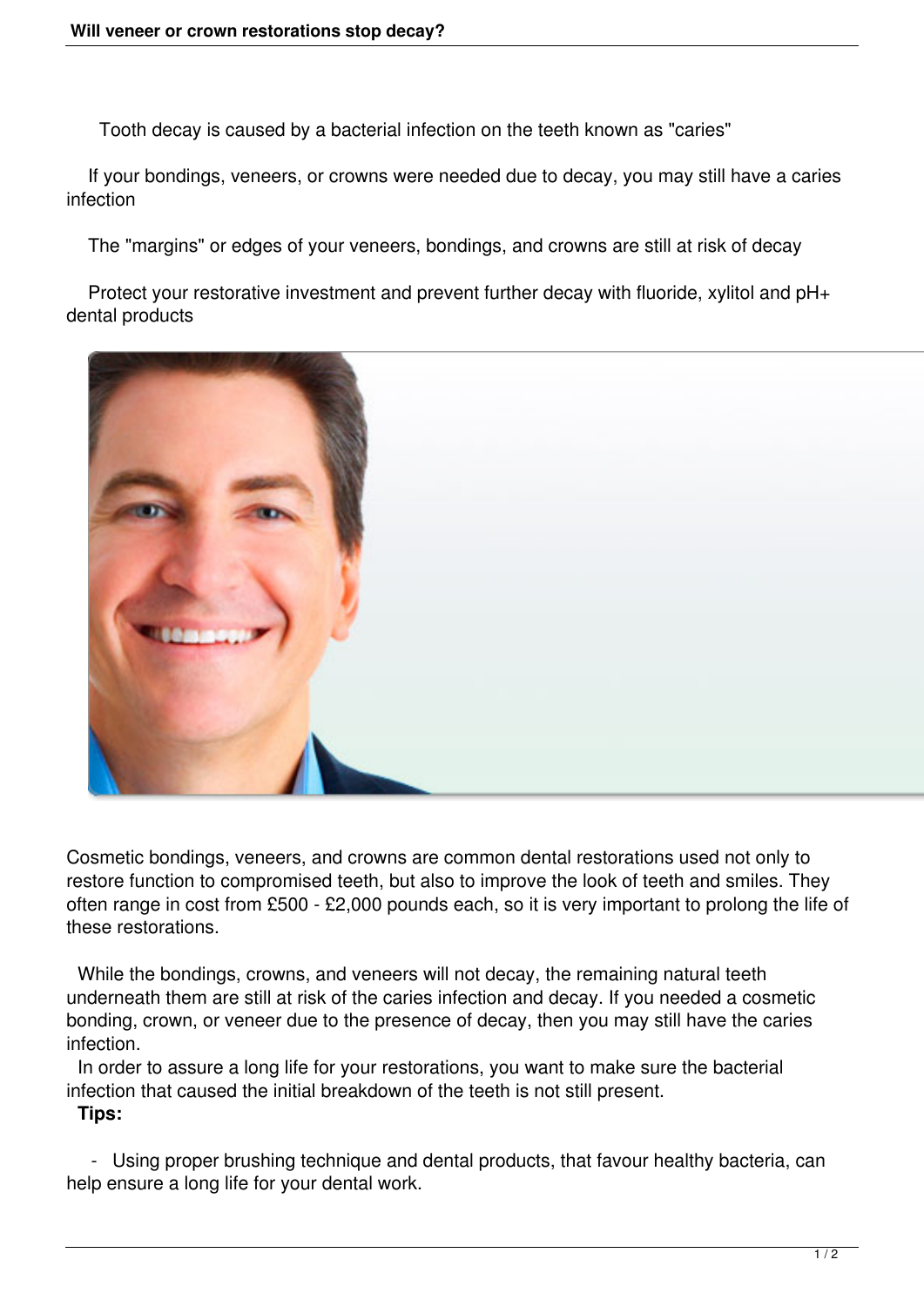# Will veneer or crown restorations stop decay?

- Tooth decay is caused by a bacterial infection on the teeth known as "caries"
- If your bondings, veneers, or crowns were needed due to decay, you may still have a caries infection
- The "margins" or edges of your veneers, bondings, and crowns are still at risk of decay
- Protect your restorative investment and prevent further decay with fluoride, xylitol and pH+ dental products

Cosmetic bondings, veneers, and crowns are common dental restorations used not only to restore function to compromised teeth, but also to improve the look of teeth and smiles. They often range in cost from £500 - £2,000 pounds each, so it is very important to prolong the life of these restorations.

While the bondings, crowns, and veneers will not decay, the remaining natural teeth underneath them are still at risk of the caries infection and decay. If you needed a cosmetic bonding, crown, or veneer due to the presence of decay, then you may still have the caries infection.

In order to assure a long life for your restorations, you want to make sure the bacterial infection that caused the initial breakdown of the teeth is not still present.

**Tips:**

- Using proper brushing technique and dental products, that favour healthy bacteria, can help ensure a long life for your dental work.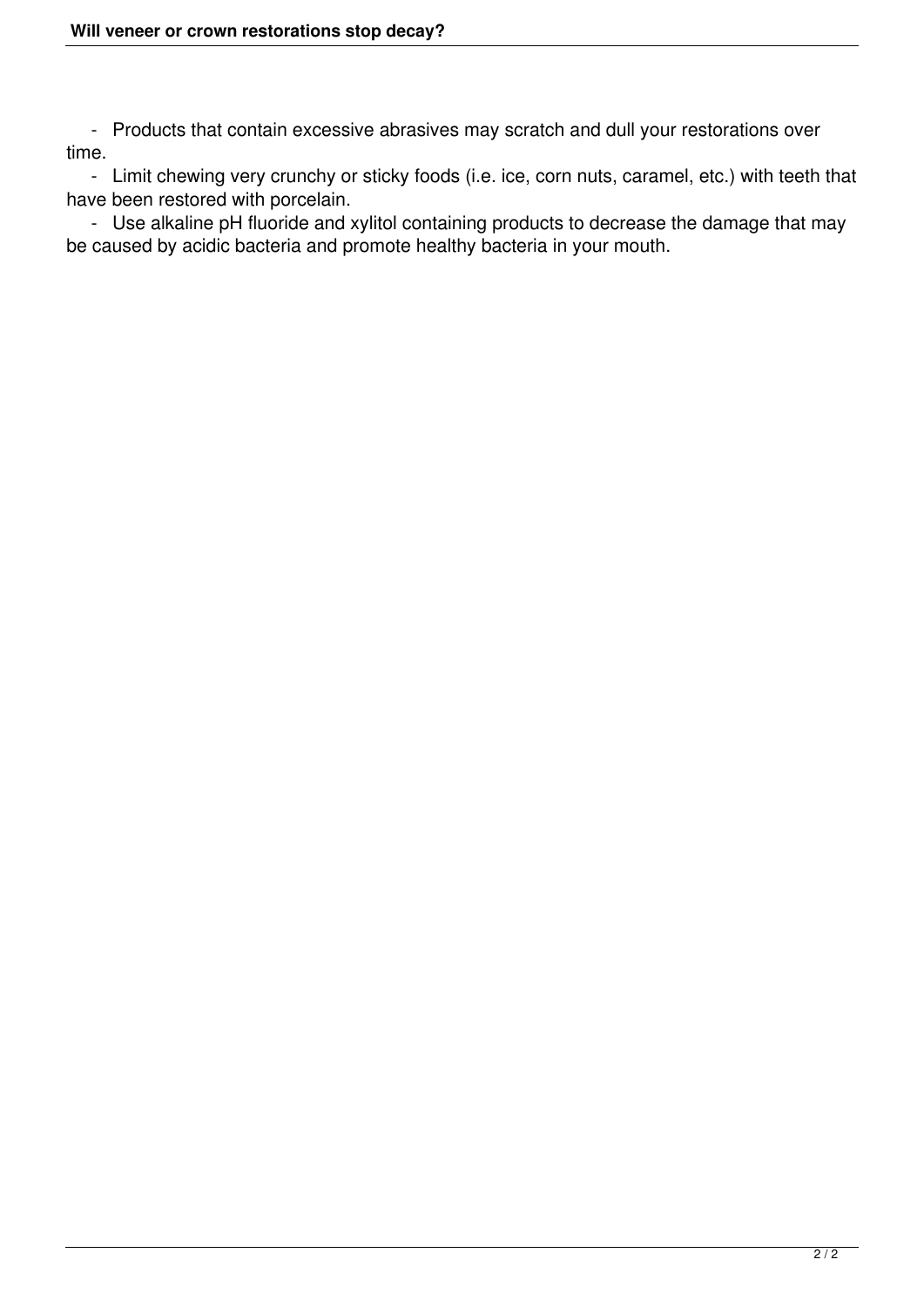- Products that contain excessive abrasives may scratch and dull your restorations over time.
- Limit chewing very crunchy or sticky foods (i.e. ice, corn nuts, caramel, etc.) with teeth that have been restored with porcelain.
- Use alkaline pH fluoride and xylitol containing products to decrease the damage that may be caused by acidic bacteria and promote healthy bacteria in your mouth.